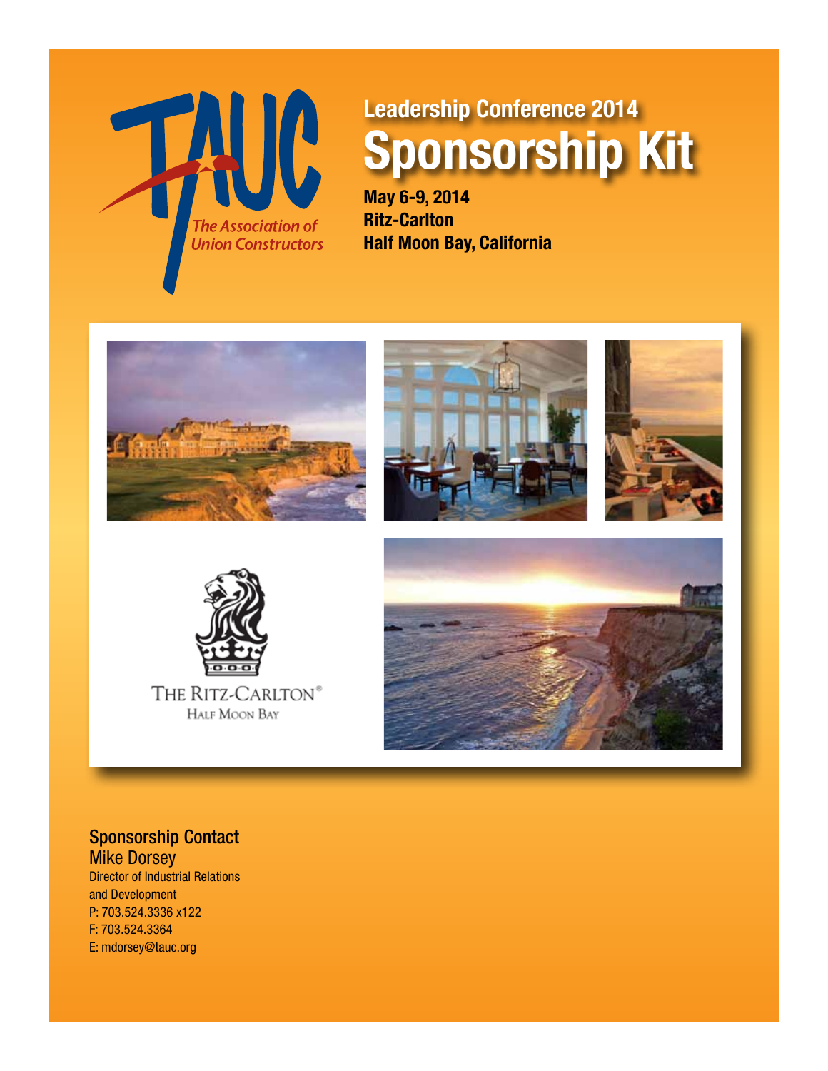TAUC
The Association of Union Constructors

## Leadership Conference 2014

# Sponsorship Kit

**May 6-9, 2014**
**Ritz-Carlton**
**Half Moon Bay, California**

THE RITZ-CARLTON®
HALF MOON BAY

### Sponsorship Contact

Mike Dorsey
Director of Industrial Relations and Development
P: 703.524.3336 x122
F: 703.524.3364
E: mdorsey@tauc.org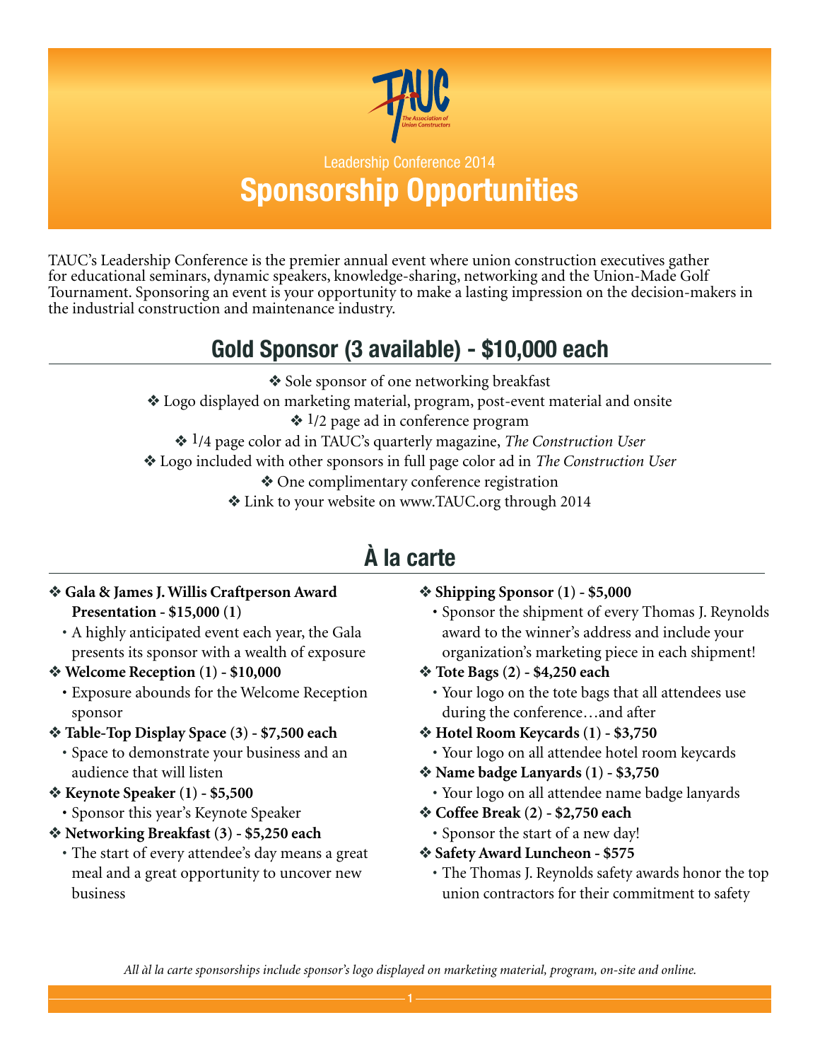Leadership Conference 2014

# Sponsorship Opportunities

TAUC's Leadership Conference is the premier annual event where union construction executives gather for educational seminars, dynamic speakers, knowledge-sharing, networking and the Union-Made Golf Tournament. Sponsoring an event is your opportunity to make a lasting impression on the decision-makers in the industrial construction and maintenance industry.

## Gold Sponsor (3 available) - $10,000 each

- Sole sponsor of one networking breakfast
- Logo displayed on marketing material, program, post-event material and onsite
- 1/2 page ad in conference program
- 1/4 page color ad in TAUC's quarterly magazine, *The Construction User*
- Logo included with other sponsors in full page color ad in *The Construction User*
- One complimentary conference registration
- Link to your website on www.TAUC.org through 2014

## À la carte

- **Gala & James J. Willis Craftperson Award Presentation - $15,000 (1)**
  - A highly anticipated event each year, the Gala presents its sponsor with a wealth of exposure
- **Welcome Reception (1) - $10,000**
  - Exposure abounds for the Welcome Reception sponsor
- **Table-Top Display Space (3) - $7,500 each**
  - Space to demonstrate your business and an audience that will listen
- **Keynote Speaker (1) - $5,500**
  - Sponsor this year's Keynote Speaker
- **Networking Breakfast (3) - $5,250 each**
  - The start of every attendee's day means a great meal and a great opportunity to uncover new business
- **Shipping Sponsor (1) - $5,000**
  - Sponsor the shipment of every Thomas J. Reynolds award to the winner's address and include your organization's marketing piece in each shipment!
- **Tote Bags (2) - $4,250 each**
  - Your logo on the tote bags that all attendees use during the conference…and after
- **Hotel Room Keycards (1) - $3,750**
  - Your logo on all attendee hotel room keycards
- **Name badge Lanyards (1) - $3,750**
  - Your logo on all attendee name badge lanyards
- **Coffee Break (2) - $2,750 each**
  - Sponsor the start of a new day!
- **Safety Award Luncheon - $575**
  - The Thomas J. Reynolds safety awards honor the top union contractors for their commitment to safety

*All àl la carte sponsorships include sponsor's logo displayed on marketing material, program, on-site and online.*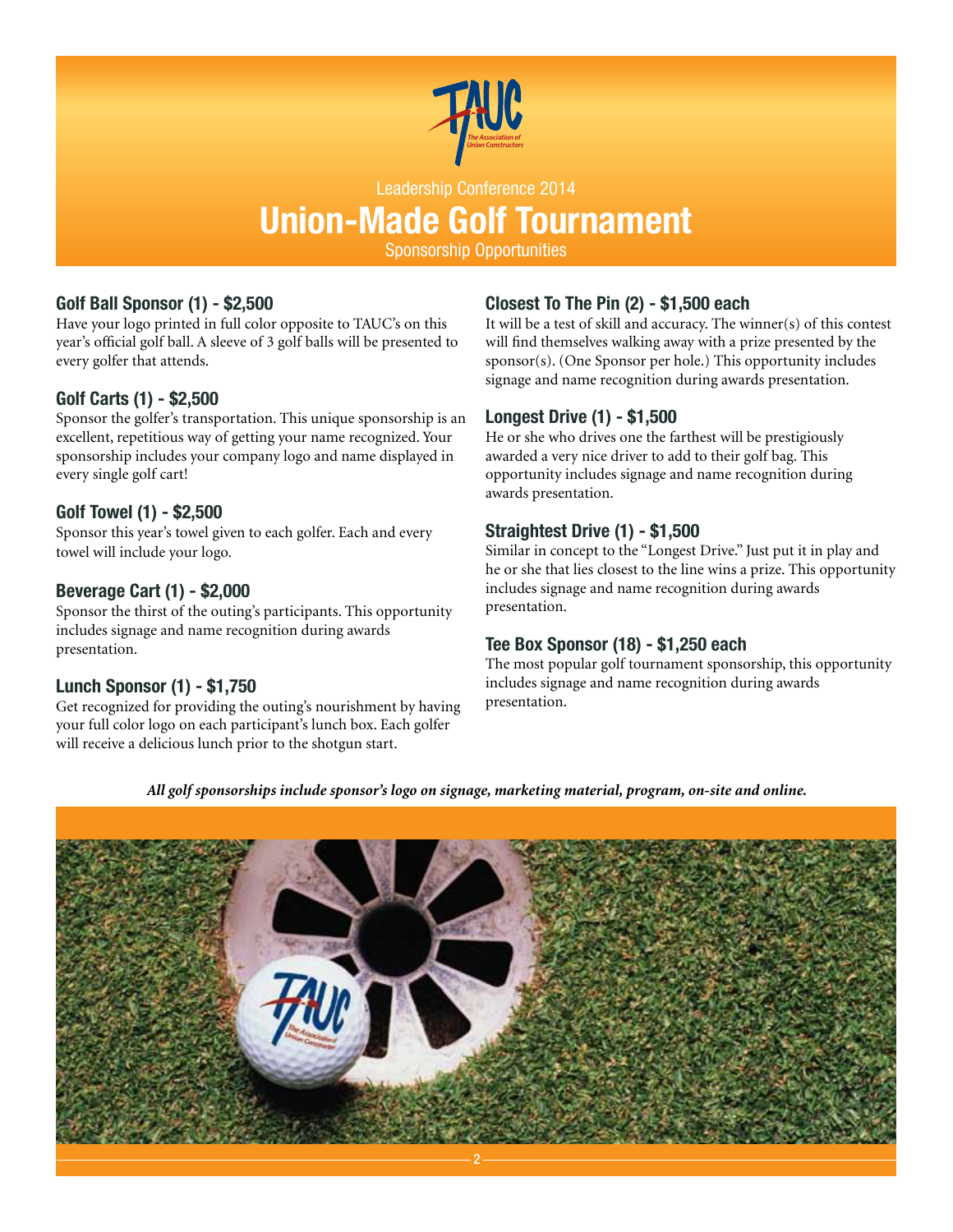Leadership Conference 2014

# Union-Made Golf Tournament

Sponsorship Opportunities

### Golf Ball Sponsor (1) - $2,500

Have your logo printed in full color opposite to TAUC's on this year's official golf ball. A sleeve of 3 golf balls will be presented to every golfer that attends.

### Golf Carts (1) - $2,500

Sponsor the golfer's transportation. This unique sponsorship is an excellent, repetitious way of getting your name recognized. Your sponsorship includes your company logo and name displayed in every single golf cart!

### Golf Towel (1) - $2,500

Sponsor this year's towel given to each golfer. Each and every towel will include your logo.

### Beverage Cart (1) - $2,000

Sponsor the thirst of the outing's participants. This opportunity includes signage and name recognition during awards presentation.

### Lunch Sponsor (1) - $1,750

Get recognized for providing the outing's nourishment by having your full color logo on each participant's lunch box. Each golfer will receive a delicious lunch prior to the shotgun start.

### Closest To The Pin (2) - $1,500 each

It will be a test of skill and accuracy. The winner(s) of this contest will find themselves walking away with a prize presented by the sponsor(s). (One Sponsor per hole.) This opportunity includes signage and name recognition during awards presentation.

### Longest Drive (1) - $1,500

He or she who drives one the farthest will be prestigiously awarded a very nice driver to add to their golf bag. This opportunity includes signage and name recognition during awards presentation.

### Straightest Drive (1) - $1,500

Similar in concept to the "Longest Drive." Just put it in play and he or she that lies closest to the line wins a prize. This opportunity includes signage and name recognition during awards presentation.

### Tee Box Sponsor (18) - $1,250 each

The most popular golf tournament sponsorship, this opportunity includes signage and name recognition during awards presentation.

***All golf sponsorships include sponsor's logo on signage, marketing material, program, on-site and online.***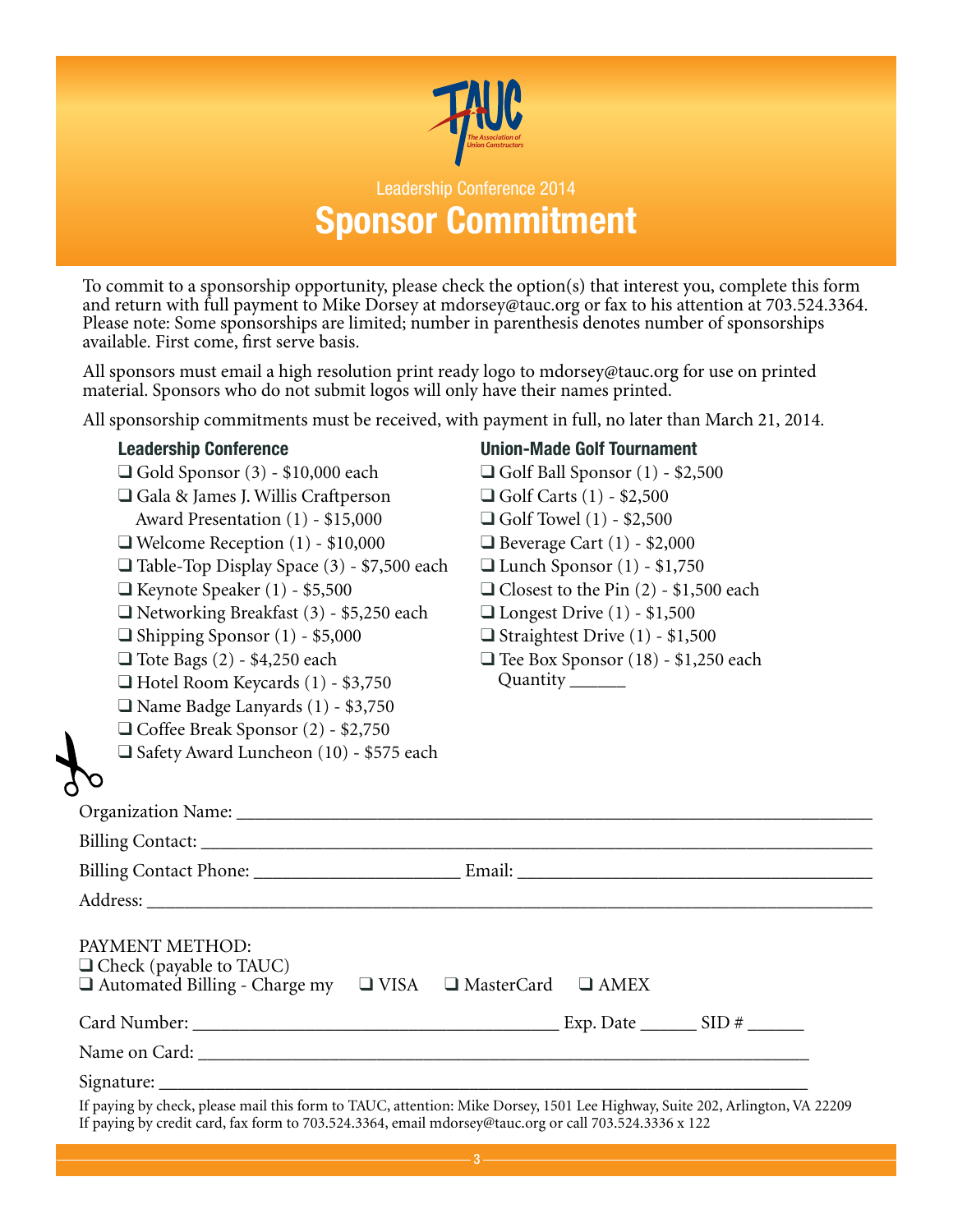TAUC
The Association of Union Constructors

Leadership Conference 2014

# Sponsor Commitment

To commit to a sponsorship opportunity, please check the option(s) that interest you, complete this form and return with full payment to Mike Dorsey at mdorsey@tauc.org or fax to his attention at 703.524.3364. Please note: Some sponsorships are limited; number in parenthesis denotes number of sponsorships available. First come, first serve basis.

All sponsors must email a high resolution print ready logo to mdorsey@tauc.org for use on printed material. Sponsors who do not submit logos will only have their names printed.

All sponsorship commitments must be received, with payment in full, no later than March 21, 2014.

### Leadership Conference

- ❑ Gold Sponsor (3) - $10,000 each
- ❑ Gala & James J. Willis Craftperson Award Presentation (1) - $15,000
- ❑ Welcome Reception (1) - $10,000
- ❑ Table-Top Display Space (3) - $7,500 each
- ❑ Keynote Speaker (1) - $5,500
- ❑ Networking Breakfast (3) - $5,250 each
- ❑ Shipping Sponsor (1) - $5,000
- ❑ Tote Bags (2) - $4,250 each
- ❑ Hotel Room Keycards (1) - $3,750
- ❑ Name Badge Lanyards (1) - $3,750
- ❑ Coffee Break Sponsor (2) - $2,750
- ❑ Safety Award Luncheon (10) - $575 each

### Union-Made Golf Tournament

- ❑ Golf Ball Sponsor (1) - $2,500
- ❑ Golf Carts (1) - $2,500
- ❑ Golf Towel (1) - $2,500
- ❑ Beverage Cart (1) - $2,000
- ❑ Lunch Sponsor (1) - $1,750
- ❑ Closest to the Pin (2) - $1,500 each
- ❑ Longest Drive (1) - $1,500
- ❑ Straightest Drive (1) - $1,500
- ❑ Tee Box Sponsor (18) - $1,250 each
  Quantity ______

Organization Name: ______________________________________________

Billing Contact: ______________________________________________

Billing Contact Phone: ______________________ Email: ______________________

Address: ______________________________________________

PAYMENT METHOD:
❑ Check (payable to TAUC)
❑ Automated Billing - Charge my ❑ VISA ❑ MasterCard ❑ AMEX

Card Number: ______________________ Exp. Date ______ SID # ______

Name on Card: ______________________________________________

Signature: ______________________________________________

If paying by check, please mail this form to TAUC, attention: Mike Dorsey, 1501 Lee Highway, Suite 202, Arlington, VA 22209
If paying by credit card, fax form to 703.524.3364, email mdorsey@tauc.org or call 703.524.3336 x 122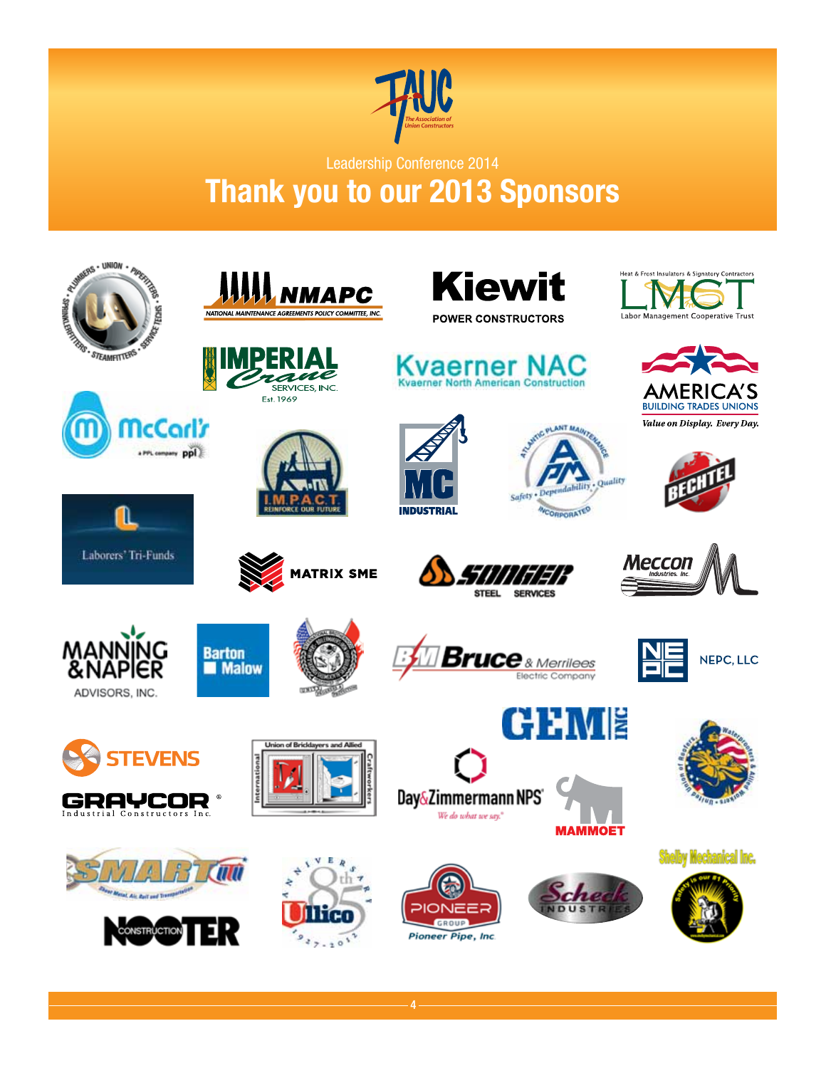TAUC

The Association of Union Constructors

Leadership Conference 2014

# Thank you to our 2013 Sponsors

- UA – Plumbers • Union • Pipefitters • Sprinklerfitters • Steamfitters • Service Techs
- NMAPC – National Maintenance Agreements Policy Committee, Inc.
- Kiewit Power Constructors
- LMCT – Heat & Frost Insulators & Signatory Contractors Labor Management Cooperative Trust
- Imperial Crane Services, Inc. Est. 1969
- Kvaerner NAC – Kvaerner North American Construction
- America's Building Trades Unions – Value on Display. Every Day.
- McCarl's – a PPL company
- I.M.P.A.C.T. – Reinforce Our Future
- MC Industrial
- Atlantic Plant Maintenance Incorporated – Safety • Dependability • Quality
- Bechtel
- Laborers' Tri-Funds
- Matrix SME
- Songer Steel Services
- Meccon Industries, Inc.
- Manning & Napier Advisors, Inc.
- Barton Malow
- Brown & Root (B&M) – Bruce & Merrilees Electric Company
- NEPC, LLC
- GEM Inc
- Stevens
- Graycor Industrial Constructors Inc.
- International Union of Bricklayers and Allied Craftworkers
- Day & Zimmermann NPS – We do what we say.
- Mammoet
- United Union of Roofers, Waterproofers & Allied Workers
- SMART – Sheet Metal, Air, Rail and Transportation
- Nooter Construction
- Ullico – 85th Anniversary 1927-2012
- Pioneer Group – Pioneer Pipe, Inc.
- Scheck Industries
- Shelby Mechanical Inc. – Safety is our #1 Priority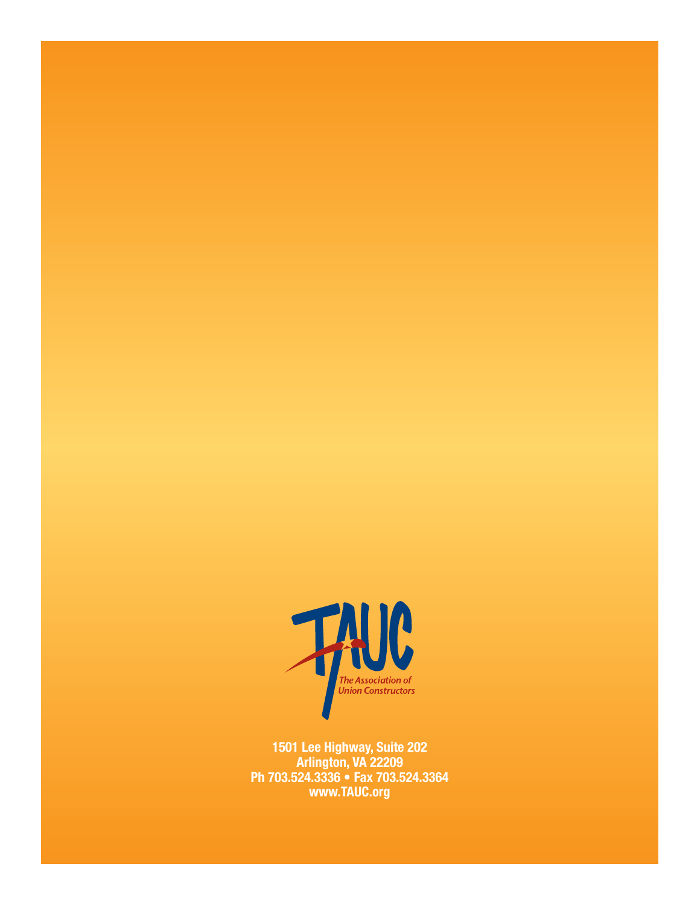TAUC

*The Association of Union Constructors*

**1501 Lee Highway, Suite 202**
**Arlington, VA 22209**
**Ph 703.524.3336 • Fax 703.524.3364**
**www.TAUC.org**